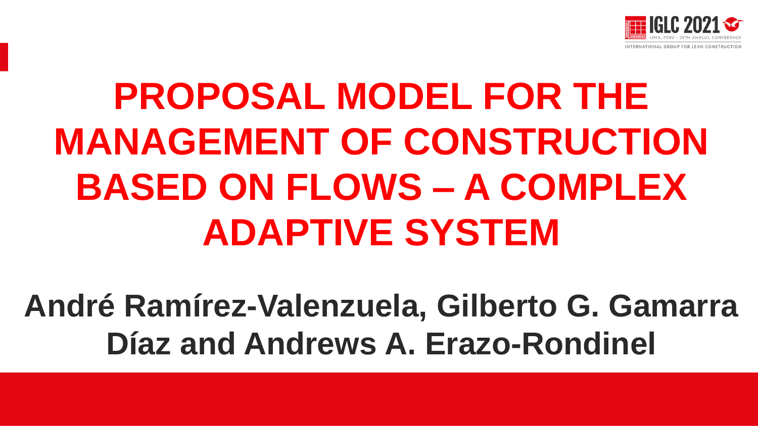# PROPOSAL MODEL FOR THE MANAGEMENT OF CONSTRUCTION BASED ON FLOWS – A COMPLEX ADAPTIVE SYSTEM

**André Ramírez-Valenzuela, Gilberto G. Gamarra Díaz and Andrews A. Erazo-Rondinel**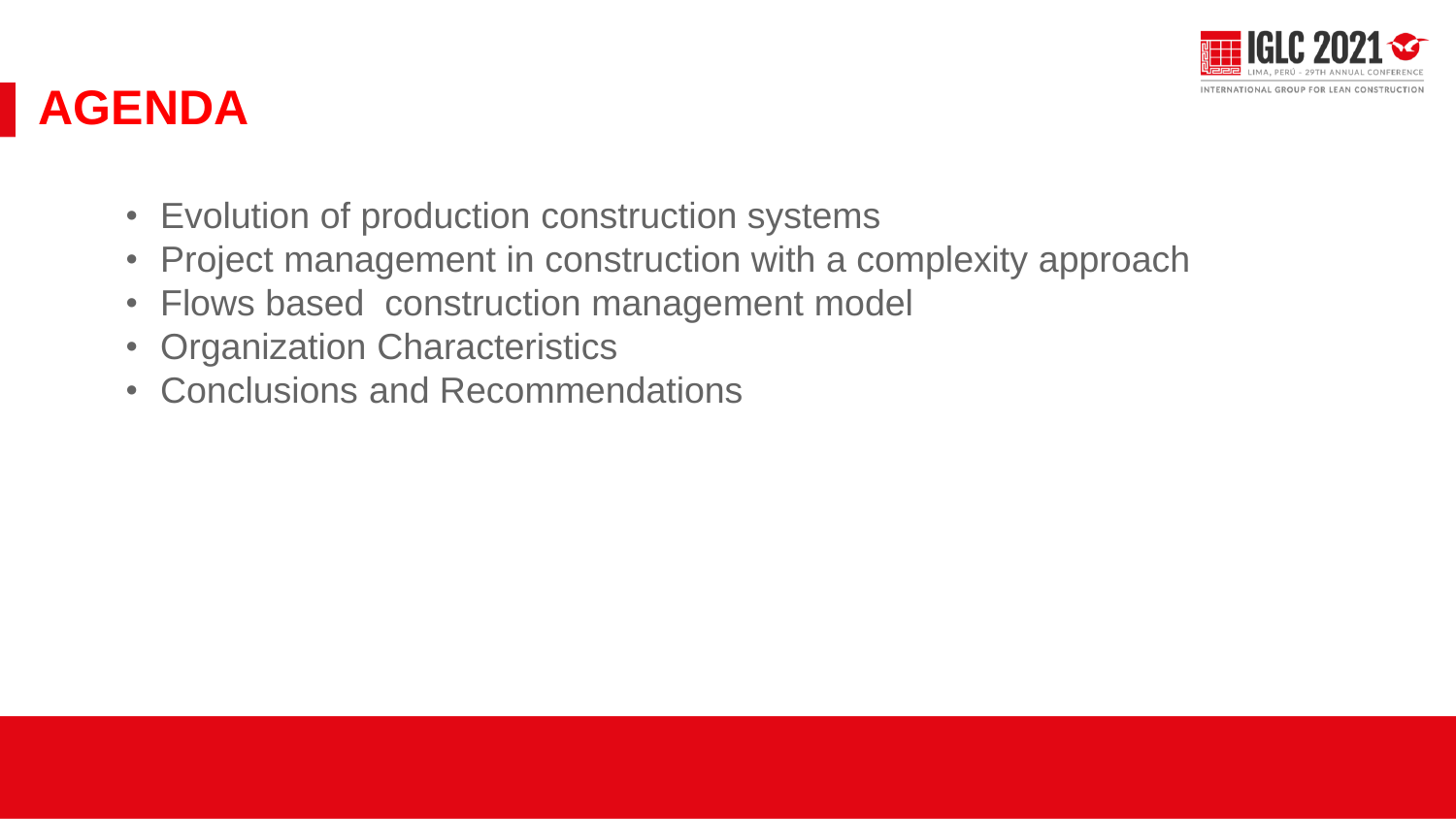# AGENDA

- Evolution of production construction systems
- Project management in construction with a complexity approach
- Flows based  construction management model
- Organization Characteristics
- Conclusions and Recommendations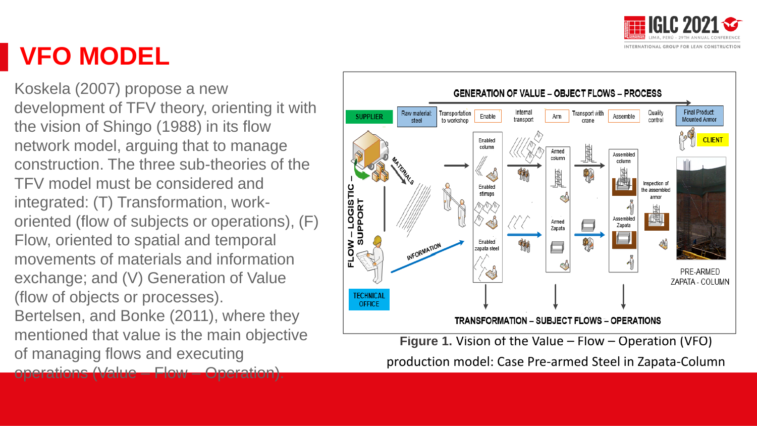# VFO MODEL

Koskela (2007) propose a new development of TFV theory, orienting it with the vision of Shingo (1988) in its flow network model, arguing that to manage construction. The three sub-theories of the TFV model must be considered and integrated: (T) Transformation, work-oriented (flow of subjects or operations), (F) Flow, oriented to spatial and temporal movements of materials and information exchange; and (V) Generation of Value (flow of objects or processes). Bertelsen, and Bonke (2011), where they mentioned that value is the main objective of managing flows and executing operations (Value – Flow – Operation).

GENERATION OF VALUE – OBJECT FLOWS – PROCESS

SUPPLIER

Raw material: steel

Transportation to workshop

Enable

Internal transport

Arm

Transport with crane

Assemble

Quality control

Final Product: Mounted Armor

CLIENT

MATERIALS

INFORMATION

FLOW – LOGISTIC SUPPORT

Enabled column

Enabled stirrups

Enabled zapata steel

Armed column

Armed Zapata

Assembled column

Assembled Zapata

Inspection of the assembled armor

PRE-ARMED ZAPATA - COLUMN

TECHNICAL OFFICE

TRANSFORMATION – SUBJECT FLOWS – OPERATIONS

**Figure 1.** Vision of the Value – Flow – Operation (VFO) production model: Case Pre-armed Steel in Zapata-Column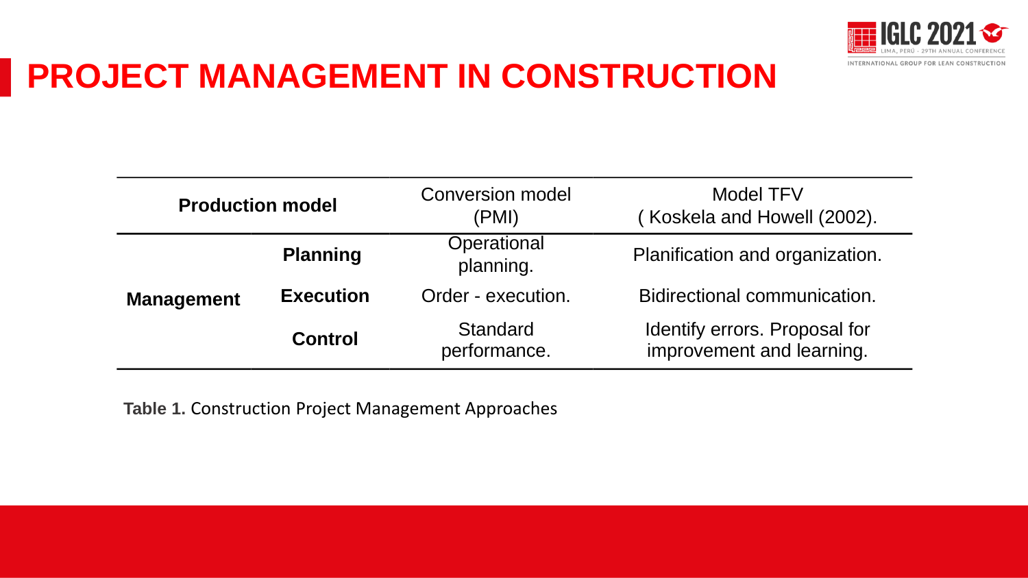# PROJECT MANAGEMENT IN CONSTRUCTION

| Production model | | Conversion model (PMI) | Model TFV ( Koskela and Howell (2002). |
|---|---|---|---|
| **Management** | **Planning** | Operational planning. | Planification and organization. |
| | **Execution** | Order - execution. | Bidirectional communication. |
| | **Control** | Standard performance. | Identify errors. Proposal for improvement and learning. |

**Table 1.** Construction Project Management Approaches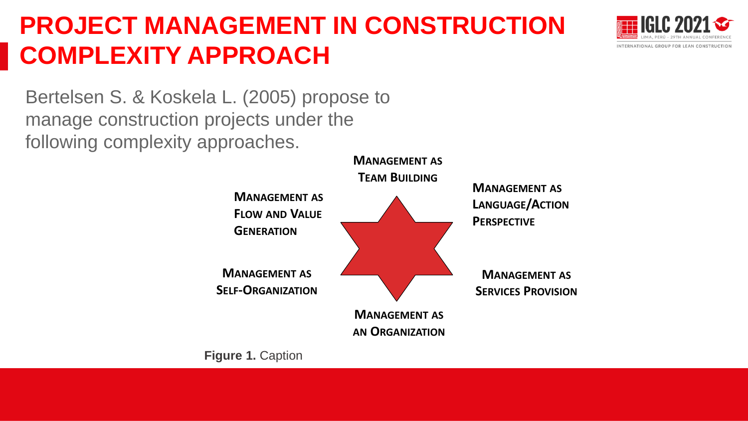# PROJECT MANAGEMENT IN CONSTRUCTION COMPLEXITY APPROACH

Bertelsen S. & Koskela L. (2005) propose to manage construction projects under the following complexity approaches.

MANAGEMENT AS TEAM BUILDING

MANAGEMENT AS FLOW AND VALUE GENERATION

MANAGEMENT AS LANGUAGE/ACTION PERSPECTIVE

MANAGEMENT AS SELF-ORGANIZATION

MANAGEMENT AS SERVICES PROVISION

MANAGEMENT AS AN ORGANIZATION

**Figure 1.** Caption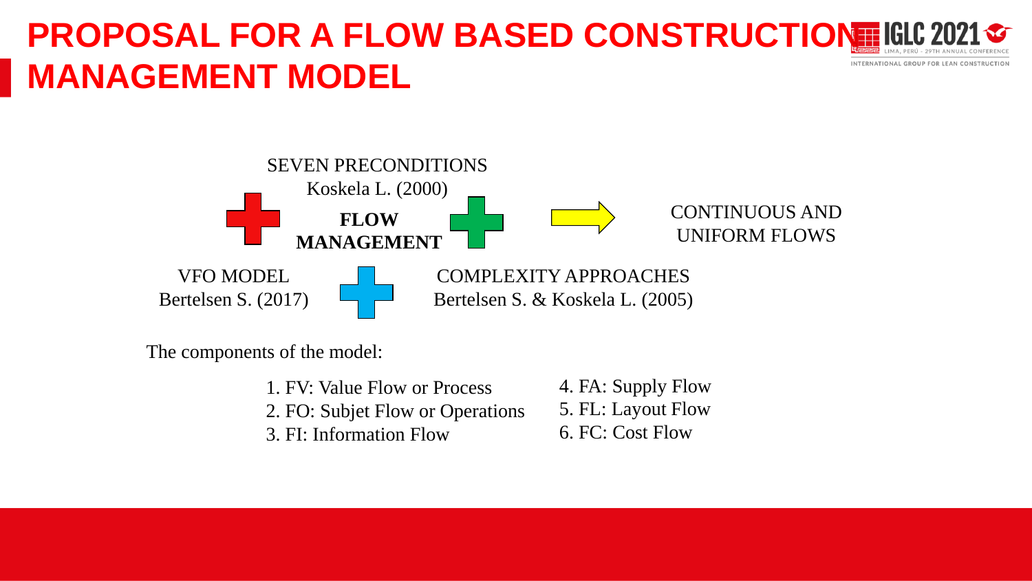# PROPOSAL FOR A FLOW BASED CONSTRUCTION MANAGEMENT MODEL

SEVEN PRECONDITIONS
Koskela L. (2000)

**FLOW MANAGEMENT**

CONTINUOUS AND UNIFORM FLOWS

VFO MODEL
Bertelsen S. (2017)

COMPLEXITY APPROACHES
Bertelsen S. & Koskela L. (2005)

The components of the model:

1. FV: Value Flow or Process
2. FO: Subjet Flow or Operations
3. FI: Information Flow
4. FA: Supply Flow
5. FL: Layout Flow
6. FC: Cost Flow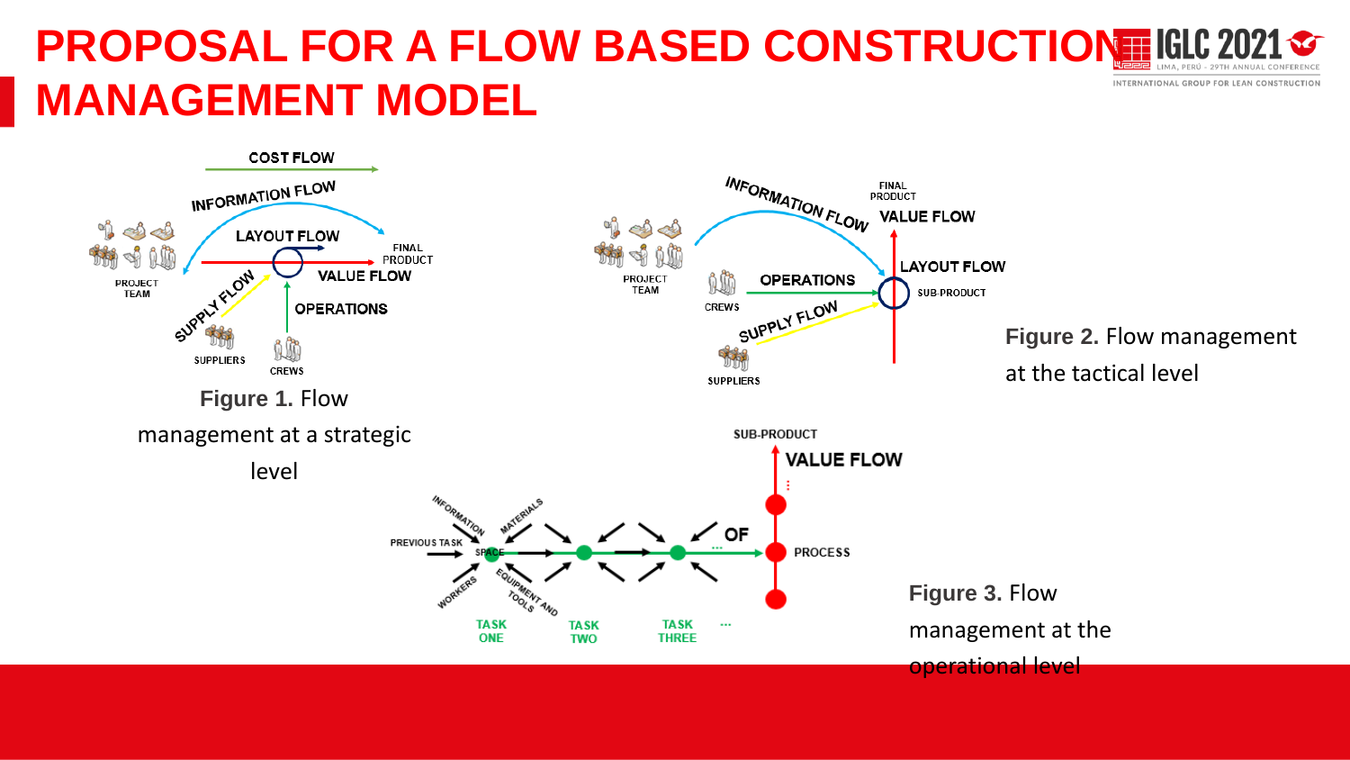# PROPOSAL FOR A FLOW BASED CONSTRUCTION MANAGEMENT MODEL

COST FLOW
INFORMATION FLOW
LAYOUT FLOW
FINAL PRODUCT
PROJECT TEAM
VALUE FLOW
SUPPLY FLOW
OPERATIONS
SUPPLIERS
CREWS

**Figure 1.** Flow management at a strategic level

INFORMATION FLOW
FINAL PRODUCT
VALUE FLOW
PROJECT TEAM
LAYOUT FLOW
OPERATIONS
SUB-PRODUCT
CREWS
SUPPLY FLOW
SUPPLIERS

**Figure 2.** Flow management at the tactical level

SUB-PRODUCT
VALUE FLOW
INFORMATION
MATERIALS
PREVIOUS TASK
SPACE
OF
PROCESS
WORKERS
EQUIPMENT AND TOOLS
TASK ONE
TASK TWO
TASK THREE
...

**Figure 3.** Flow management at the operational level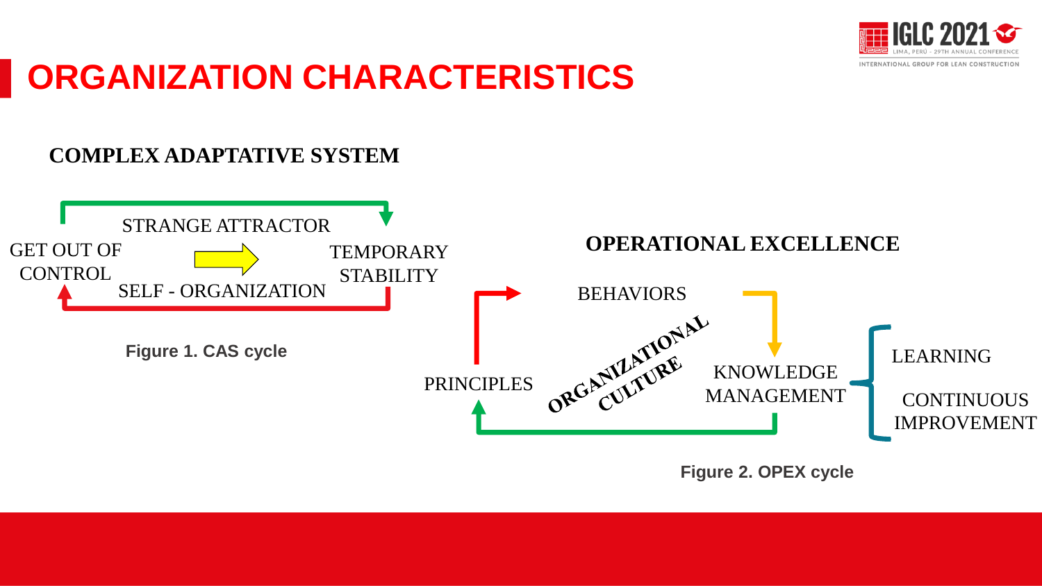# ORGANIZATION CHARACTERISTICS

**COMPLEX ADAPTATIVE SYSTEM**

STRANGE ATTRACTOR

GET OUT OF CONTROL

TEMPORARY STABILITY

SELF - ORGANIZATION

**Figure 1. CAS cycle**

**OPERATIONAL EXCELLENCE**

BEHAVIORS

ORGANIZATIONAL CULTURE

PRINCIPLES

KNOWLEDGE MANAGEMENT

LEARNING

CONTINUOUS IMPROVEMENT

**Figure 2. OPEX cycle**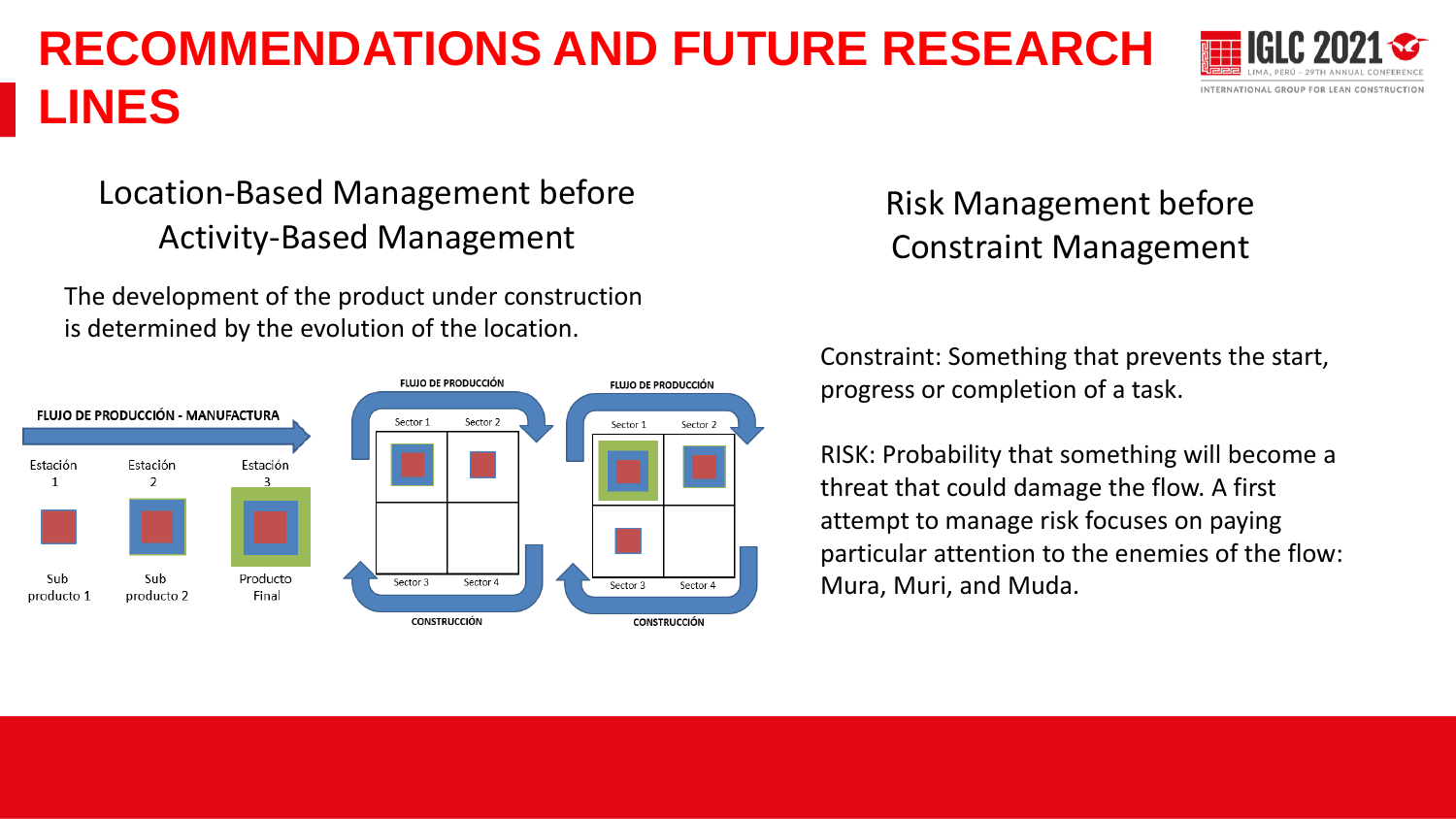# RECOMMENDATIONS AND FUTURE RESEARCH LINES

## Location-Based Management before Activity-Based Management

The development of the product under construction is determined by the evolution of the location.

FLUJO DE PRODUCCIÓN - MANUFACTURA

Estación 1

Estación 2

Estación 3

Sub producto 1

Sub producto 2

Producto Final

FLUJO DE PRODUCCIÓN

Sector 1

Sector 2

Sector 3

Sector 4

CONSTRUCCIÓN

FLUJO DE PRODUCCIÓN

Sector 1

Sector 2

Sector 3

Sector 4

CONSTRUCCIÓN

## Risk Management before Constraint Management

Constraint: Something that prevents the start, progress or completion of a task.

RISK: Probability that something will become a threat that could damage the flow. A first attempt to manage risk focuses on paying particular attention to the enemies of the flow: Mura, Muri, and Muda.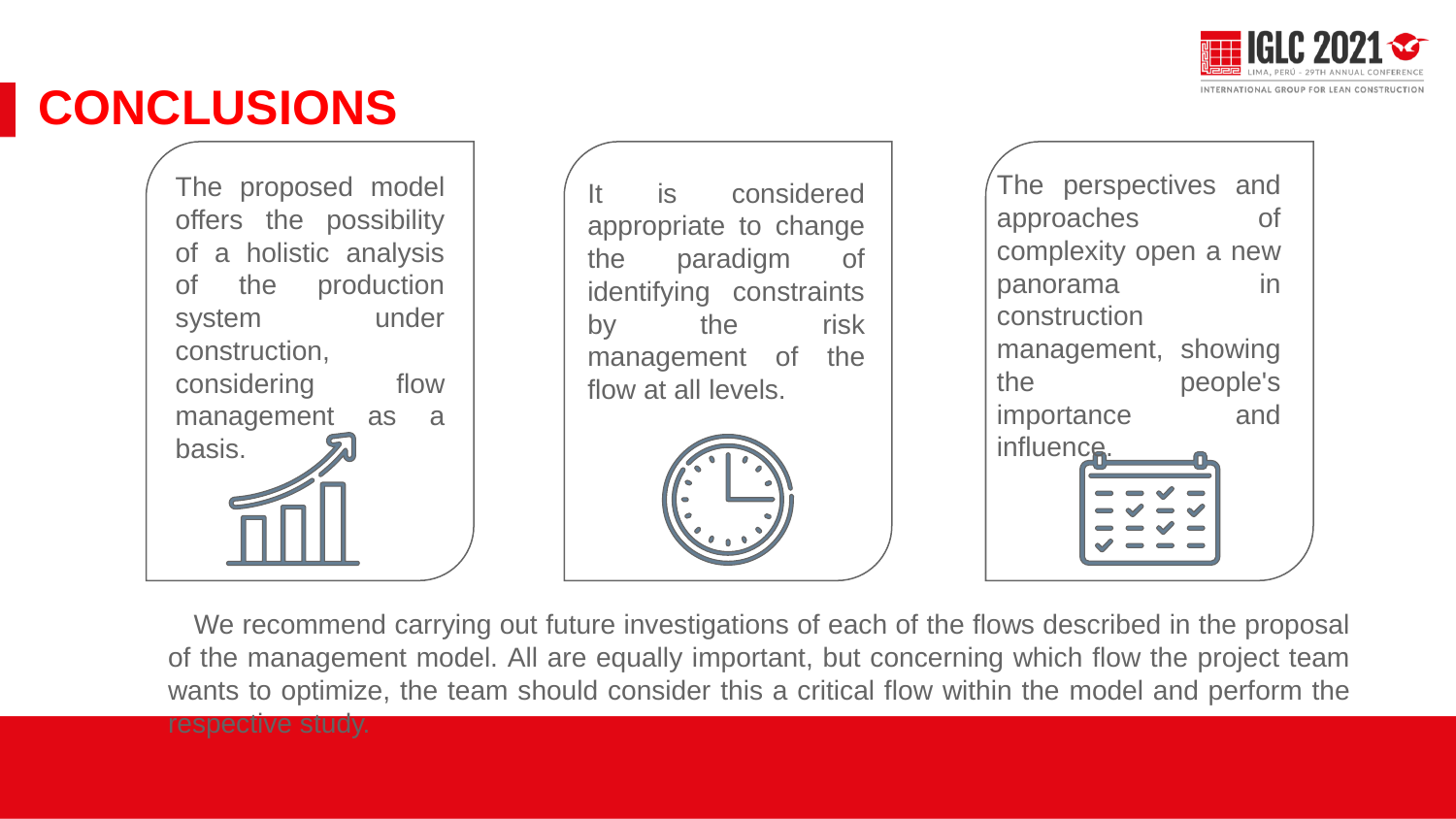# CONCLUSIONS

The proposed model offers the possibility of a holistic analysis of the production system under construction, considering flow management as a basis.

It is considered appropriate to change the paradigm of identifying constraints by the risk management of the flow at all levels.

The perspectives and approaches of complexity open a new panorama in construction management, showing the people's importance and influence.

We recommend carrying out future investigations of each of the flows described in the proposal of the management model. All are equally important, but concerning which flow the project team wants to optimize, the team should consider this a critical flow within the model and perform the respective study.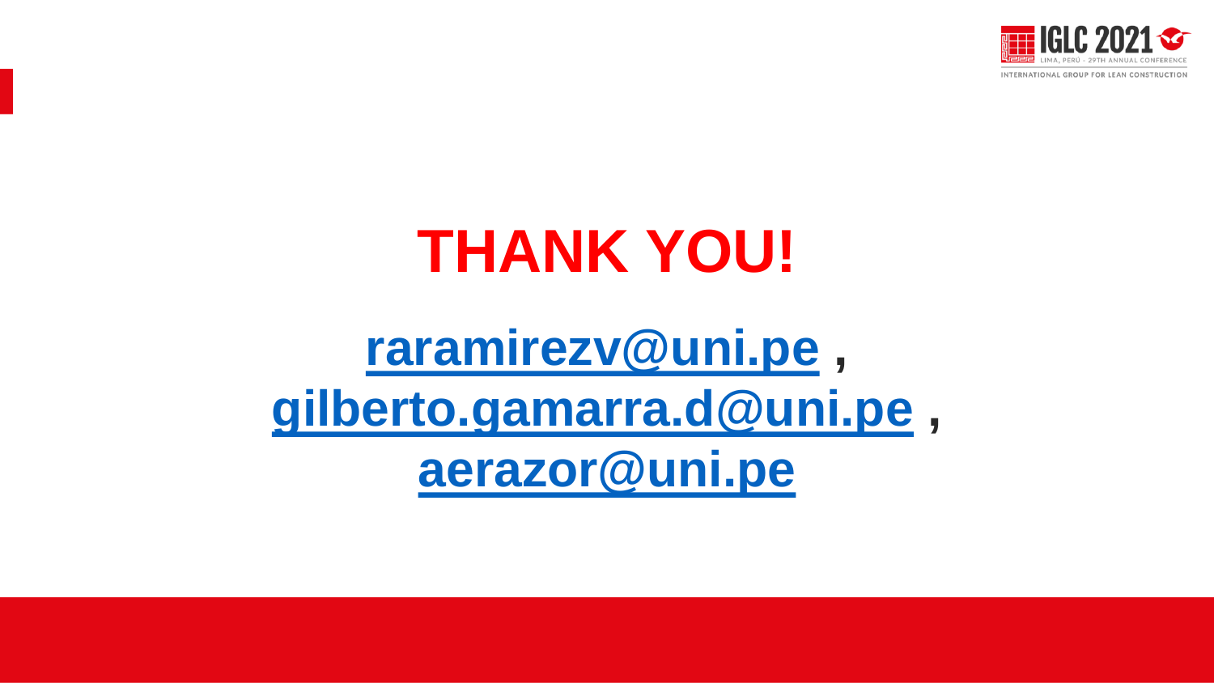# THANK YOU!

**raramirezv@uni.pe ,**
**gilberto.gamarra.d@uni.pe ,**
**aerazor@uni.pe**